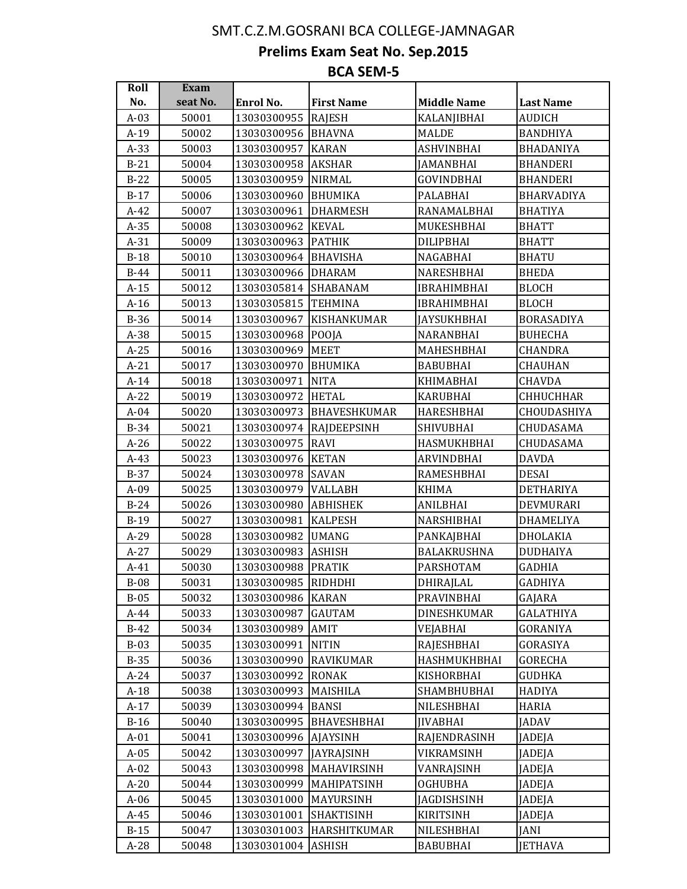# SMT.C.Z.M.GOSRANI BCA COLLEGE-JAMNAGAR

## Prelims Exam Seat No. Sep.2015

## BCA SEM-5

| Roll No. | Exam seat No. | Enrol No. | First Name | Middle Name | Last Name |
|---|---|---|---|---|---|
| A-03 | 50001 | 13030300955 | RAJESH | KALANJIBHAI | AUDICH |
| A-19 | 50002 | 13030300956 | BHAVNA | MALDE | BANDHIYA |
| A-33 | 50003 | 13030300957 | KARAN | ASHVINBHAI | BHADANIYA |
| B-21 | 50004 | 13030300958 | AKSHAR | JAMANBHAI | BHANDERI |
| B-22 | 50005 | 13030300959 | NIRMAL | GOVINDBHAI | BHANDERI |
| B-17 | 50006 | 13030300960 | BHUMIKA | PALABHAI | BHARVADIYA |
| A-42 | 50007 | 13030300961 | DHARMESH | RANAMALBHAI | BHATIYA |
| A-35 | 50008 | 13030300962 | KEVAL | MUKESHBHAI | BHATT |
| A-31 | 50009 | 13030300963 | PATHIK | DILIPBHAI | BHATT |
| B-18 | 50010 | 13030300964 | BHAVISHA | NAGABHAI | BHATU |
| B-44 | 50011 | 13030300966 | DHARAM | NARESHBHAI | BHEDA |
| A-15 | 50012 | 13030305814 | SHABANAM | IBRAHIMBHAI | BLOCH |
| A-16 | 50013 | 13030305815 | TEHMINA | IBRAHIMBHAI | BLOCH |
| B-36 | 50014 | 13030300967 | KISHANKUMAR | JAYSUKHBHAI | BORASADIYA |
| A-38 | 50015 | 13030300968 | POOJA | NARANBHAI | BUHECHA |
| A-25 | 50016 | 13030300969 | MEET | MAHESHBHAI | CHANDRA |
| A-21 | 50017 | 13030300970 | BHUMIKA | BABUBHAI | CHAUHAN |
| A-14 | 50018 | 13030300971 | NITA | KHIMABHAI | CHAVDA |
| A-22 | 50019 | 13030300972 | HETAL | KARUBHAI | CHHUCHHAR |
| A-04 | 50020 | 13030300973 | BHAVESHKUMAR | HARESHBHAI | CHOUDASHIYA |
| B-34 | 50021 | 13030300974 | RAJDEEPSINH | SHIVUBHAI | CHUDASAMA |
| A-26 | 50022 | 13030300975 | RAVI | HASMUKHBHAI | CHUDASAMA |
| A-43 | 50023 | 13030300976 | KETAN | ARVINDBHAI | DAVDA |
| B-37 | 50024 | 13030300978 | SAVAN | RAMESHBHAI | DESAI |
| A-09 | 50025 | 13030300979 | VALLABH | KHIMA | DETHARIYA |
| B-24 | 50026 | 13030300980 | ABHISHEK | ANILBHAI | DEVMURARI |
| B-19 | 50027 | 13030300981 | KALPESH | NARSHIBHAI | DHAMELIYA |
| A-29 | 50028 | 13030300982 | UMANG | PANKAJBHAI | DHOLAKIA |
| A-27 | 50029 | 13030300983 | ASHISH | BALAKRUSHNA | DUDHAIYA |
| A-41 | 50030 | 13030300988 | PRATIK | PARSHOTAM | GADHIA |
| B-08 | 50031 | 13030300985 | RIDHDHI | DHIRAJLAL | GADHIYA |
| B-05 | 50032 | 13030300986 | KARAN | PRAVINBHAI | GAJARA |
| A-44 | 50033 | 13030300987 | GAUTAM | DINESHKUMAR | GALATHIYA |
| B-42 | 50034 | 13030300989 | AMIT | VEJABHAI | GORANIYA |
| B-03 | 50035 | 13030300991 | NITIN | RAJESHBHAI | GORASIYA |
| B-35 | 50036 | 13030300990 | RAVIKUMAR | HASHMUKHBHAI | GORECHA |
| A-24 | 50037 | 13030300992 | RONAK | KISHORBHAI | GUDHKA |
| A-18 | 50038 | 13030300993 | MAISHILA | SHAMBHUBHAI | HADIYA |
| A-17 | 50039 | 13030300994 | BANSI | NILESHBHAI | HARIA |
| B-16 | 50040 | 13030300995 | BHAVESHBHAI | JIVABHAI | JADAV |
| A-01 | 50041 | 13030300996 | AJAYSINH | RAJENDRASINH | JADEJA |
| A-05 | 50042 | 13030300997 | JAYRAJSINH | VIKRAMSINH | JADEJA |
| A-02 | 50043 | 13030300998 | MAHAVIRSINH | VANRAJSINH | JADEJA |
| A-20 | 50044 | 13030300999 | MAHIPATSINH | OGHUBHA | JADEJA |
| A-06 | 50045 | 13030301000 | MAYURSINH | JAGDISHSINH | JADEJA |
| A-45 | 50046 | 13030301001 | SHAKTISINH | KIRITSINH | JADEJA |
| B-15 | 50047 | 13030301003 | HARSHITKUMAR | NILESHBHAI | JANI |
| A-28 | 50048 | 13030301004 | ASHISH | BABUBHAI | JETHAVA |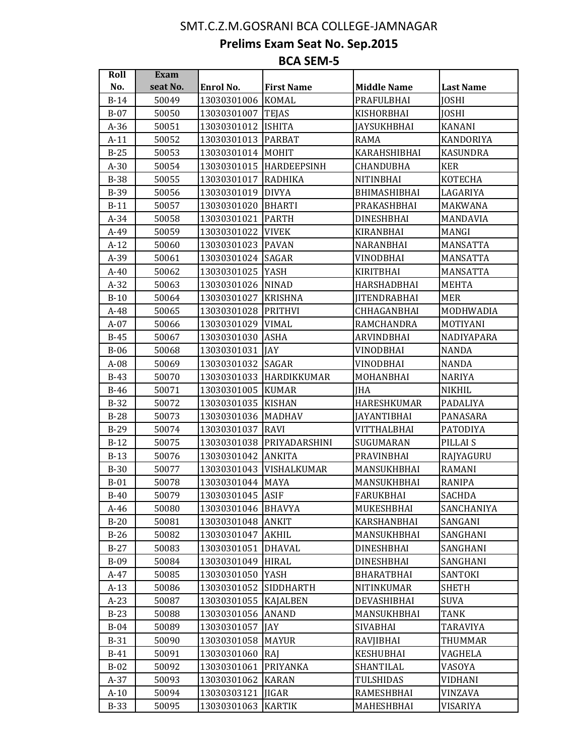# SMT.C.Z.M.GOSRANI BCA COLLEGE-JAMNAGAR

## Prelims Exam Seat No. Sep.2015

## BCA SEM-5

| Roll No. | Exam seat No. | Enrol No. | First Name | Middle Name | Last Name |
|---|---|---|---|---|---|
| B-14 | 50049 | 13030301006 | KOMAL | PRAFULBHAI | JOSHI |
| B-07 | 50050 | 13030301007 | TEJAS | KISHORBHAI | JOSHI |
| A-36 | 50051 | 13030301012 | ISHITA | JAYSUKHBHAI | KANANI |
| A-11 | 50052 | 13030301013 | PARBAT | RAMA | KANDORIYA |
| B-25 | 50053 | 13030301014 | MOHIT | KARAHSHIBHAI | KASUNDRA |
| A-30 | 50054 | 13030301015 | HARDEEPSINH | CHANDUBHA | KER |
| B-38 | 50055 | 13030301017 | RADHIKA | NITINBHAI | KOTECHA |
| B-39 | 50056 | 13030301019 | DIVYA | BHIMASHIBHAI | LAGARIYA |
| B-11 | 50057 | 13030301020 | BHARTI | PRAKASHBHAI | MAKWANA |
| A-34 | 50058 | 13030301021 | PARTH | DINESHBHAI | MANDAVIA |
| A-49 | 50059 | 13030301022 | VIVEK | KIRANBHAI | MANGI |
| A-12 | 50060 | 13030301023 | PAVAN | NARANBHAI | MANSATTA |
| A-39 | 50061 | 13030301024 | SAGAR | VINODBHAI | MANSATTA |
| A-40 | 50062 | 13030301025 | YASH | KIRITBHAI | MANSATTA |
| A-32 | 50063 | 13030301026 | NINAD | HARSHADBHAI | MEHTA |
| B-10 | 50064 | 13030301027 | KRISHNA | JITENDRABHAI | MER |
| A-48 | 50065 | 13030301028 | PRITHVI | CHHAGANBHAI | MODHWADIA |
| A-07 | 50066 | 13030301029 | VIMAL | RAMCHANDRA | MOTIYANI |
| B-45 | 50067 | 13030301030 | ASHA | ARVINDBHAI | NADIYAPARA |
| B-06 | 50068 | 13030301031 | JAY | VINODBHAI | NANDA |
| A-08 | 50069 | 13030301032 | SAGAR | VINODBHAI | NANDA |
| B-43 | 50070 | 13030301033 | HARDIKKUMAR | MOHANBHAI | NARIYA |
| B-46 | 50071 | 13030301005 | KUMAR | JHA | NIKHIL |
| B-32 | 50072 | 13030301035 | KISHAN | HARESHKUMAR | PADALIYA |
| B-28 | 50073 | 13030301036 | MADHAV | JAYANTIBHAI | PANASARA |
| B-29 | 50074 | 13030301037 | RAVI | VITTHALBHAI | PATODIYA |
| B-12 | 50075 | 13030301038 | PRIYADARSHINI | SUGUMARAN | PILLAI S |
| B-13 | 50076 | 13030301042 | ANKITA | PRAVINBHAI | RAJYAGURU |
| B-30 | 50077 | 13030301043 | VISHALKUMAR | MANSUKHBHAI | RAMANI |
| B-01 | 50078 | 13030301044 | MAYA | MANSUKHBHAI | RANIPA |
| B-40 | 50079 | 13030301045 | ASIF | FARUKBHAI | SACHDA |
| A-46 | 50080 | 13030301046 | BHAVYA | MUKESHBHAI | SANCHANIYA |
| B-20 | 50081 | 13030301048 | ANKIT | KARSHANBHAI | SANGANI |
| B-26 | 50082 | 13030301047 | AKHIL | MANSUKHBHAI | SANGHANI |
| B-27 | 50083 | 13030301051 | DHAVAL | DINESHBHAI | SANGHANI |
| B-09 | 50084 | 13030301049 | HIRAL | DINESHBHAI | SANGHANI |
| A-47 | 50085 | 13030301050 | YASH | BHARATBHAI | SANTOKI |
| A-13 | 50086 | 13030301052 | SIDDHARTH | NITINKUMAR | SHETH |
| A-23 | 50087 | 13030301055 | KAJALBEN | DEVASHIBHAI | SUVA |
| B-23 | 50088 | 13030301056 | ANAND | MANSUKHBHAI | TANK |
| B-04 | 50089 | 13030301057 | JAY | SIVABHAI | TARAVIYA |
| B-31 | 50090 | 13030301058 | MAYUR | RAVJIBHAI | THUMMAR |
| B-41 | 50091 | 13030301060 | RAJ | KESHUBHAI | VAGHELA |
| B-02 | 50092 | 13030301061 | PRIYANKA | SHANTILAL | VASOYA |
| A-37 | 50093 | 13030301062 | KARAN | TULSHIDAS | VIDHANI |
| A-10 | 50094 | 13030303121 | JIGAR | RAMESHBHAI | VINZAVA |
| B-33 | 50095 | 13030301063 | KARTIK | MAHESHBHAI | VISARIYA |